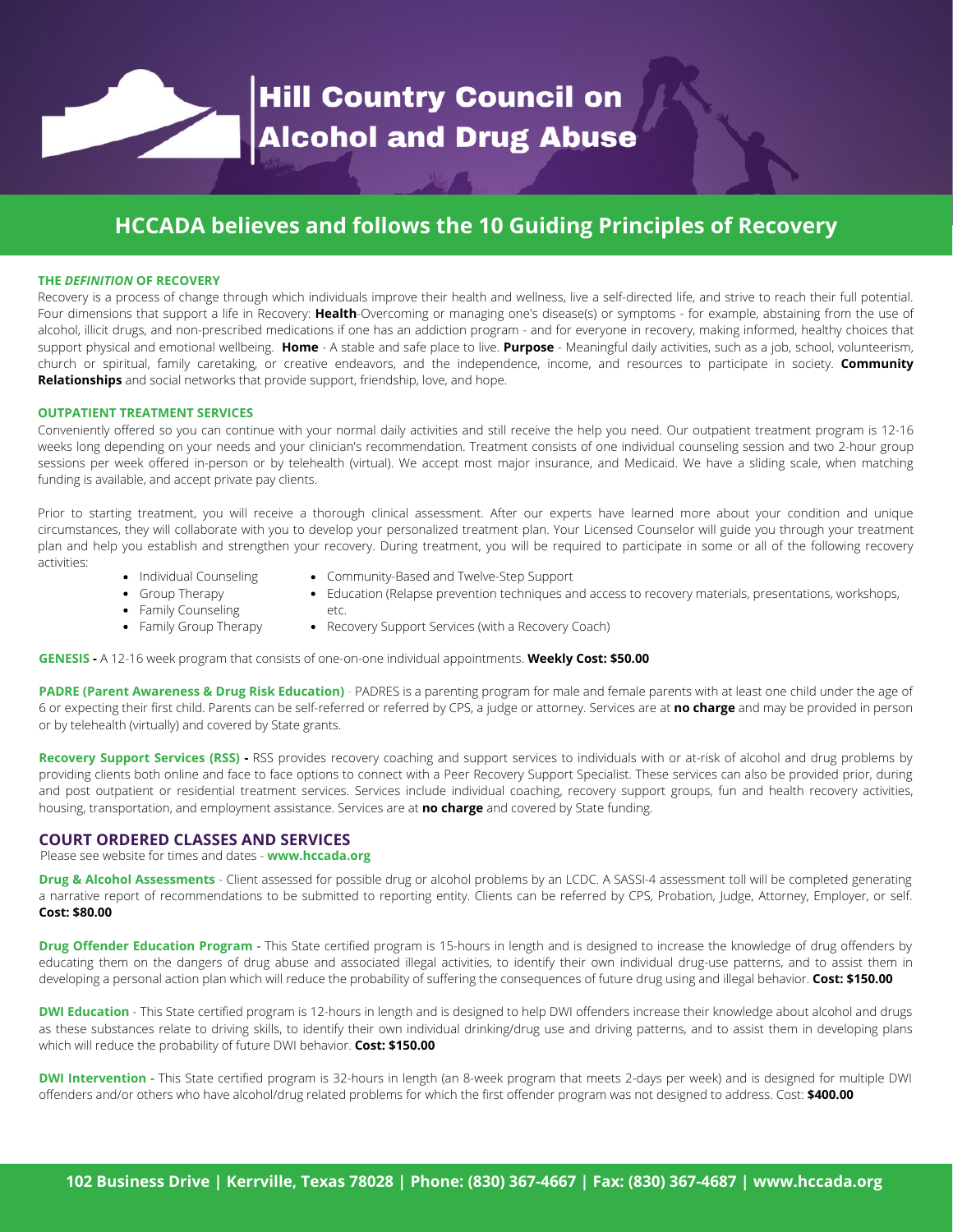# Hill Country Council on Alcohol and Drug Abuse

## HCCADA believes and follows the 10 Guiding Principles of Recovery

**THE *DEFINITION* OF RECOVERY**

Recovery is a process of change through which individuals improve their health and wellness, live a self-directed life, and strive to reach their full potential. Four dimensions that support a life in Recovery: **Health**-Overcoming or managing one's disease(s) or symptoms - for example, abstaining from the use of alcohol, illicit drugs, and non-prescribed medications if one has an addiction program - and for everyone in recovery, making informed, healthy choices that support physical and emotional wellbeing. **Home** - A stable and safe place to live. **Purpose** - Meaningful daily activities, such as a job, school, volunteerism, church or spiritual, family caretaking, or creative endeavors, and the independence, income, and resources to participate in society. **Community Relationships** and social networks that provide support, friendship, love, and hope.

**OUTPATIENT TREATMENT SERVICES**

Conveniently offered so you can continue with your normal daily activities and still receive the help you need. Our outpatient treatment program is 12-16 weeks long depending on your needs and your clinician's recommendation. Treatment consists of one individual counseling session and two 2-hour group sessions per week offered in-person or by telehealth (virtual). We accept most major insurance, and Medicaid. We have a sliding scale, when matching funding is available, and accept private pay clients.

Prior to starting treatment, you will receive a thorough clinical assessment. After our experts have learned more about your condition and unique circumstances, they will collaborate with you to develop your personalized treatment plan. Your Licensed Counselor will guide you through your treatment plan and help you establish and strengthen your recovery. During treatment, you will be required to participate in some or all of the following recovery activities:

- Individual Counseling
- Group Therapy
- Family Counseling
- Family Group Therapy
- Community-Based and Twelve-Step Support
- Education (Relapse prevention techniques and access to recovery materials, presentations, workshops, etc.
- Recovery Support Services (with a Recovery Coach)

**GENESIS -** A 12-16 week program that consists of one-on-one individual appointments. **Weekly Cost: $50.00**

**PADRE (Parent Awareness & Drug Risk Education)** - PADRES is a parenting program for male and female parents with at least one child under the age of 6 or expecting their first child. Parents can be self-referred or referred by CPS, a judge or attorney. Services are at **no charge** and may be provided in person or by telehealth (virtually) and covered by State grants.

**Recovery Support Services (RSS) -** RSS provides recovery coaching and support services to individuals with or at-risk of alcohol and drug problems by providing clients both online and face to face options to connect with a Peer Recovery Support Specialist. These services can also be provided prior, during and post outpatient or residential treatment services. Services include individual coaching, recovery support groups, fun and health recovery activities, housing, transportation, and employment assistance. Services are at **no charge** and covered by State funding.

### COURT ORDERED CLASSES AND SERVICES

Please see website for times and dates - **www.hccada.org**

**Drug & Alcohol Assessments** - Client assessed for possible drug or alcohol problems by an LCDC. A SASSI-4 assessment toll will be completed generating a narrative report of recommendations to be submitted to reporting entity. Clients can be referred by CPS, Probation, Judge, Attorney, Employer, or self. **Cost: $80.00**

**Drug Offender Education Program -** This State certified program is 15-hours in length and is designed to increase the knowledge of drug offenders by educating them on the dangers of drug abuse and associated illegal activities, to identify their own individual drug-use patterns, and to assist them in developing a personal action plan which will reduce the probability of suffering the consequences of future drug using and illegal behavior. **Cost: $150.00**

**DWI Education** - This State certified program is 12-hours in length and is designed to help DWI offenders increase their knowledge about alcohol and drugs as these substances relate to driving skills, to identify their own individual drinking/drug use and driving patterns, and to assist them in developing plans which will reduce the probability of future DWI behavior. **Cost: $150.00**

**DWI Intervention -** This State certified program is 32-hours in length (an 8-week program that meets 2-days per week) and is designed for multiple DWI offenders and/or others who have alcohol/drug related problems for which the first offender program was not designed to address. Cost: **$400.00**

**102 Business Drive | Kerrville, Texas 78028 | Phone: (830) 367-4667 | Fax: (830) 367-4687 | www.hccada.org**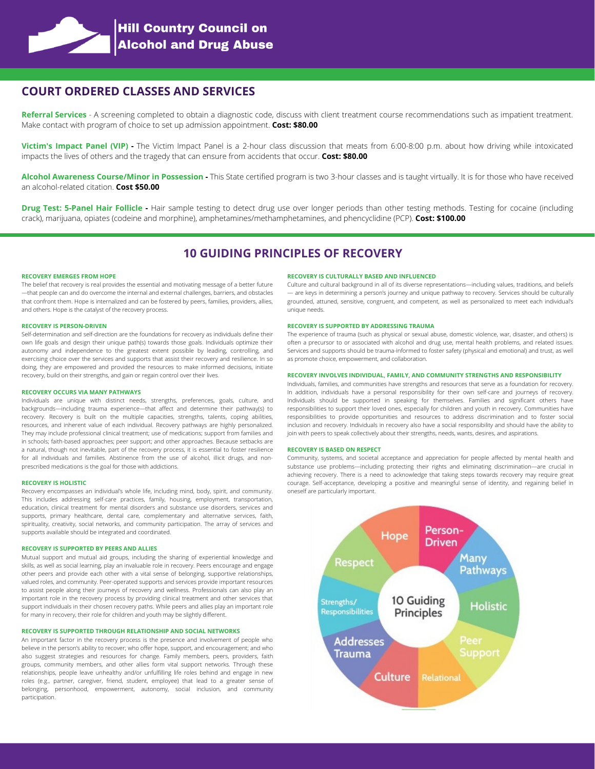**Hill Country Council on Alcohol and Drug Abuse**

## COURT ORDERED CLASSES AND SERVICES

**Referral Services** - A screening completed to obtain a diagnostic code, discuss with client treatment course recommendations such as impatient treatment. Make contact with program of choice to set up admission appointment. **Cost: $80.00**

**Victim's Impact Panel (VIP) -** The Victim Impact Panel is a 2-hour class discussion that meats from 6:00-8:00 p.m. about how driving while intoxicated impacts the lives of others and the tragedy that can ensure from accidents that occur. **Cost: $80.00**

**Alcohol Awareness Course/Minor in Possession -** This State certified program is two 3-hour classes and is taught virtually. It is for those who have received an alcohol-related citation. **Cost $50.00**

**Drug Test: 5-Panel Hair Follicle -** Hair sample testing to detect drug use over longer periods than other testing methods. Testing for cocaine (including crack), marijuana, opiates (codeine and morphine), amphetamines/methamphetamines, and phencyclidine (PCP). **Cost: $100.00**

## 10 GUIDING PRINCIPLES OF RECOVERY

#### RECOVERY EMERGES FROM HOPE

The belief that recovery is real provides the essential and motivating message of a better future—that people can and do overcome the internal and external challenges, barriers, and obstacles that confront them. Hope is internalized and can be fostered by peers, families, providers, allies, and others. Hope is the catalyst of the recovery process.

#### RECOVERY IS PERSON-DRIVEN

Self-determination and self-direction are the foundations for recovery as individuals define their own life goals and design their unique path(s) towards those goals. Individuals optimize their autonomy and independence to the greatest extent possible by leading, controlling, and exercising choice over the services and supports that assist their recovery and resilience. In so doing, they are empowered and provided the resources to make informed decisions, initiate recovery, build on their strengths, and gain or regain control over their lives.

#### RECOVERY OCCURS VIA MANY PATHWAYS

Individuals are unique with distinct needs, strengths, preferences, goals, culture, and backgrounds—including trauma experience—that affect and determine their pathway(s) to recovery. Recovery is built on the multiple capacities, strengths, talents, coping abilities, resources, and inherent value of each individual. Recovery pathways are highly personalized. They may include professional clinical treatment; use of medications; support from families and in schools; faith-based approaches; peer support; and other approaches. Because setbacks are a natural, though not inevitable, part of the recovery process, it is essential to foster resilience for all individuals and families. Abstinence from the use of alcohol, illicit drugs, and non-prescribed medications is the goal for those with addictions.

#### RECOVERY IS HOLISTIC

Recovery encompasses an individual's whole life, including mind, body, spirit, and community. This includes addressing self-care practices, family, housing, employment, transportation, education, clinical treatment for mental disorders and substance use disorders, services and supports, primary healthcare, dental care, complementary and alternative services, faith, spirituality, creativity, social networks, and community participation. The array of services and supports available should be integrated and coordinated.

#### RECOVERY IS SUPPORTED BY PEERS AND ALLIES

Mutual support and mutual aid groups, including the sharing of experiential knowledge and skills, as well as social learning, play an invaluable role in recovery. Peers encourage and engage other peers and provide each other with a vital sense of belonging, supportive relationships, valued roles, and community. Peer-operated supports and services provide important resources to assist people along their journeys of recovery and wellness. Professionals can also play an important role in the recovery process by providing clinical treatment and other services that support individuals in their chosen recovery paths. While peers and allies play an important role for many in recovery, their role for children and youth may be slightly different.

#### RECOVERY IS SUPPORTED THROUGH RELATIONSHIP AND SOCIAL NETWORKS

An important factor in the recovery process is the presence and involvement of people who believe in the person's ability to recover; who offer hope, support, and encouragement; and who also suggest strategies and resources for change. Family members, peers, providers, faith groups, community members, and other allies form vital support networks. Through these relationships, people leave unhealthy and/or unfulfilling life roles behind and engage in new roles (e.g., partner, caregiver, friend, student, employee) that lead to a greater sense of belonging, personhood, empowerment, autonomy, social inclusion, and community participation.

#### RECOVERY IS CULTURALLY BASED AND INFLUENCED

Culture and cultural background in all of its diverse representations—including values, traditions, and beliefs — are keys in determining a person's journey and unique pathway to recovery. Services should be culturally grounded, attuned, sensitive, congruent, and competent, as well as personalized to meet each individual's unique needs.

#### RECOVERY IS SUPPORTED BY ADDRESSING TRAUMA

The experience of trauma (such as physical or sexual abuse, domestic violence, war, disaster, and others) is often a precursor to or associated with alcohol and drug use, mental health problems, and related issues. Services and supports should be trauma-informed to foster safety (physical and emotional) and trust, as well as promote choice, empowerment, and collaboration.

#### RECOVERY INVOLVES INDIVIDUAL, FAMILY, AND COMMUNITY STRENGTHS AND RESPONSIBILITY

Individuals, families, and communities have strengths and resources that serve as a foundation for recovery. In addition, individuals have a personal responsibility for their own self-care and journeys of recovery. Individuals should be supported in speaking for themselves. Families and significant others have responsibilities to support their loved ones, especially for children and youth in recovery. Communities have responsibilities to provide opportunities and resources to address discrimination and to foster social inclusion and recovery. Individuals in recovery also have a social responsibility and should have the ability to join with peers to speak collectively about their strengths, needs, wants, desires, and aspirations.

#### RECOVERY IS BASED ON RESPECT

Community, systems, and societal acceptance and appreciation for people affected by mental health and substance use problems—including protecting their rights and eliminating discrimination—are crucial in achieving recovery. There is a need to acknowledge that taking steps towards recovery may require great courage. Self-acceptance, developing a positive and meaningful sense of identity, and regaining belief in oneself are particularly important.

10 Guiding Principles

Hope

Person-Driven

Many Pathways

Holistic

Peer Support

Relational

Culture

Addresses Trauma

Strengths/ Responsibilities

Respect